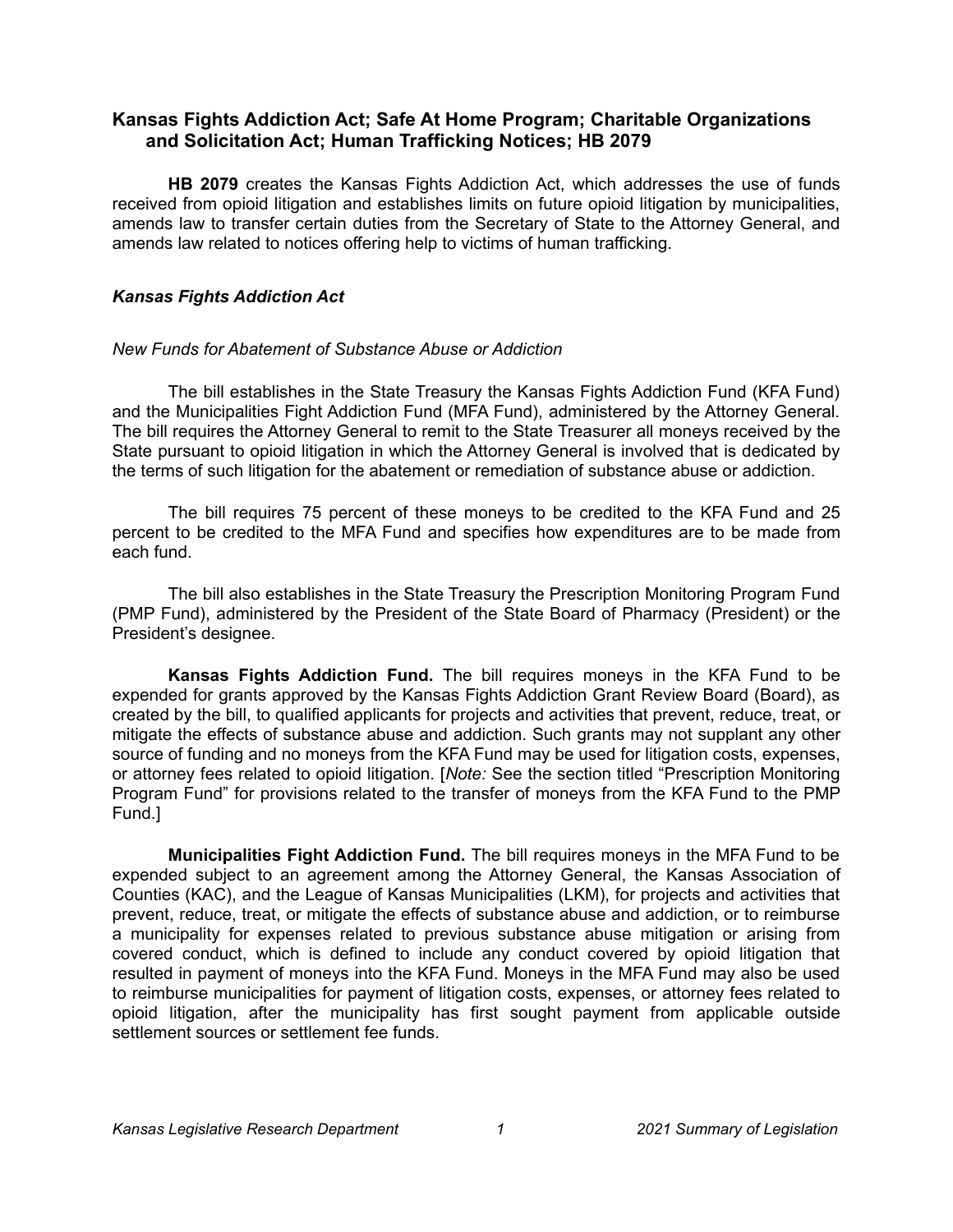## Kansas Fights Addiction Act; Safe At Home Program; Charitable Organizations and Solicitation Act; Human Trafficking Notices; HB 2079

**HB 2079** creates the Kansas Fights Addiction Act, which addresses the use of funds received from opioid litigation and establishes limits on future opioid litigation by municipalities, amends law to transfer certain duties from the Secretary of State to the Attorney General, and amends law related to notices offering help to victims of human trafficking.

### *Kansas Fights Addiction Act*

*New Funds for Abatement of Substance Abuse or Addiction*

The bill establishes in the State Treasury the Kansas Fights Addiction Fund (KFA Fund) and the Municipalities Fight Addiction Fund (MFA Fund), administered by the Attorney General. The bill requires the Attorney General to remit to the State Treasurer all moneys received by the State pursuant to opioid litigation in which the Attorney General is involved that is dedicated by the terms of such litigation for the abatement or remediation of substance abuse or addiction.

The bill requires 75 percent of these moneys to be credited to the KFA Fund and 25 percent to be credited to the MFA Fund and specifies how expenditures are to be made from each fund.

The bill also establishes in the State Treasury the Prescription Monitoring Program Fund (PMP Fund), administered by the President of the State Board of Pharmacy (President) or the President's designee.

**Kansas Fights Addiction Fund.** The bill requires moneys in the KFA Fund to be expended for grants approved by the Kansas Fights Addiction Grant Review Board (Board), as created by the bill, to qualified applicants for projects and activities that prevent, reduce, treat, or mitigate the effects of substance abuse and addiction. Such grants may not supplant any other source of funding and no moneys from the KFA Fund may be used for litigation costs, expenses, or attorney fees related to opioid litigation. [*Note:* See the section titled "Prescription Monitoring Program Fund" for provisions related to the transfer of moneys from the KFA Fund to the PMP Fund.]

**Municipalities Fight Addiction Fund.** The bill requires moneys in the MFA Fund to be expended subject to an agreement among the Attorney General, the Kansas Association of Counties (KAC), and the League of Kansas Municipalities (LKM), for projects and activities that prevent, reduce, treat, or mitigate the effects of substance abuse and addiction, or to reimburse a municipality for expenses related to previous substance abuse mitigation or arising from covered conduct, which is defined to include any conduct covered by opioid litigation that resulted in payment of moneys into the KFA Fund. Moneys in the MFA Fund may also be used to reimburse municipalities for payment of litigation costs, expenses, or attorney fees related to opioid litigation, after the municipality has first sought payment from applicable outside settlement sources or settlement fee funds.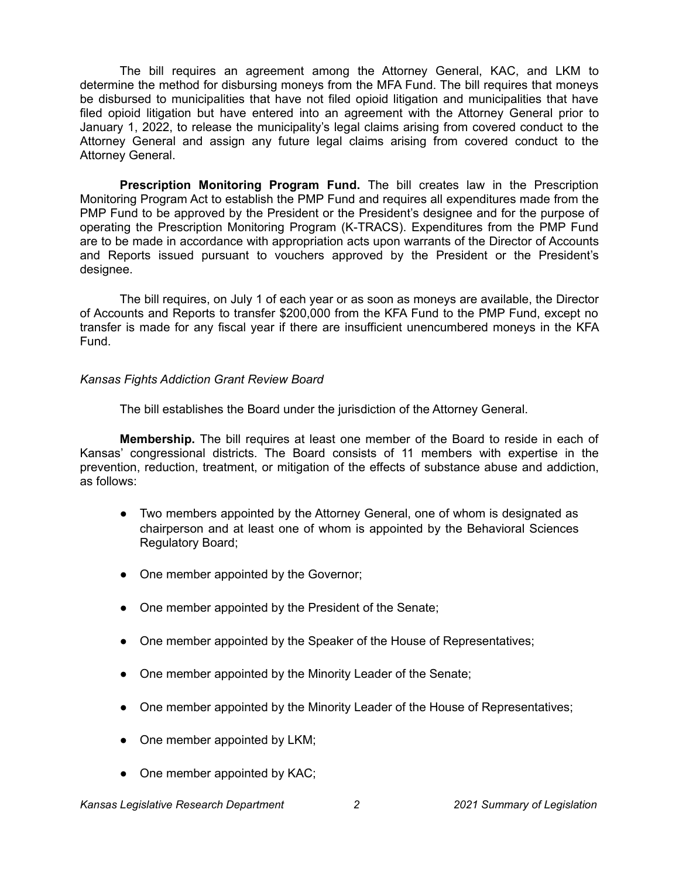The bill requires an agreement among the Attorney General, KAC, and LKM to determine the method for disbursing moneys from the MFA Fund. The bill requires that moneys be disbursed to municipalities that have not filed opioid litigation and municipalities that have filed opioid litigation but have entered into an agreement with the Attorney General prior to January 1, 2022, to release the municipality's legal claims arising from covered conduct to the Attorney General and assign any future legal claims arising from covered conduct to the Attorney General.

**Prescription Monitoring Program Fund.** The bill creates law in the Prescription Monitoring Program Act to establish the PMP Fund and requires all expenditures made from the PMP Fund to be approved by the President or the President's designee and for the purpose of operating the Prescription Monitoring Program (K-TRACS). Expenditures from the PMP Fund are to be made in accordance with appropriation acts upon warrants of the Director of Accounts and Reports issued pursuant to vouchers approved by the President or the President's designee.

The bill requires, on July 1 of each year or as soon as moneys are available, the Director of Accounts and Reports to transfer $200,000 from the KFA Fund to the PMP Fund, except no transfer is made for any fiscal year if there are insufficient unencumbered moneys in the KFA Fund.

*Kansas Fights Addiction Grant Review Board*

The bill establishes the Board under the jurisdiction of the Attorney General.

**Membership.** The bill requires at least one member of the Board to reside in each of Kansas' congressional districts. The Board consists of 11 members with expertise in the prevention, reduction, treatment, or mitigation of the effects of substance abuse and addiction, as follows:

- Two members appointed by the Attorney General, one of whom is designated as chairperson and at least one of whom is appointed by the Behavioral Sciences Regulatory Board;
- One member appointed by the Governor;
- One member appointed by the President of the Senate;
- One member appointed by the Speaker of the House of Representatives;
- One member appointed by the Minority Leader of the Senate;
- One member appointed by the Minority Leader of the House of Representatives;
- One member appointed by LKM;
- One member appointed by KAC;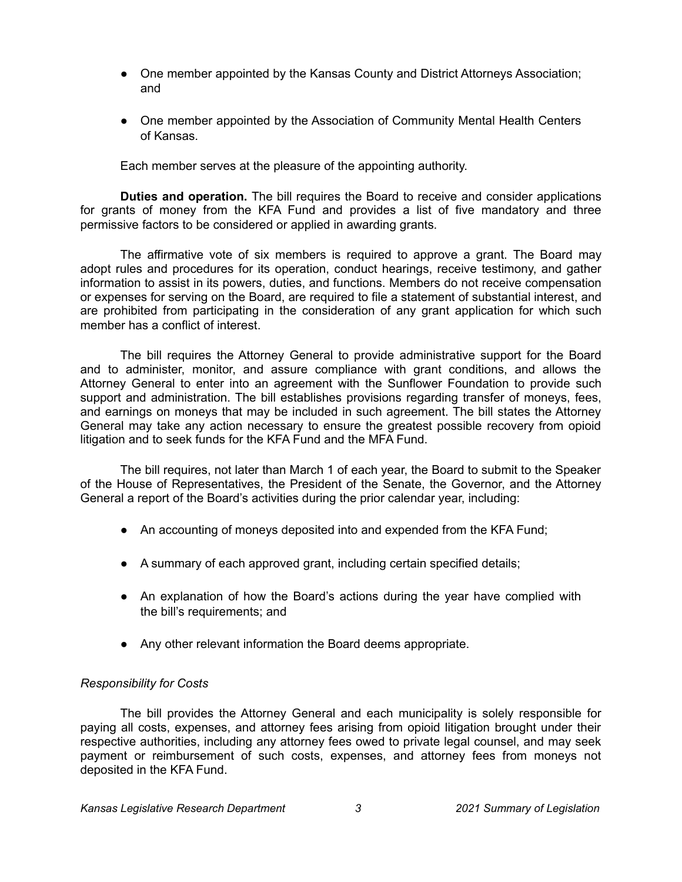- One member appointed by the Kansas County and District Attorneys Association; and

- One member appointed by the Association of Community Mental Health Centers of Kansas.

Each member serves at the pleasure of the appointing authority.

**Duties and operation.** The bill requires the Board to receive and consider applications for grants of money from the KFA Fund and provides a list of five mandatory and three permissive factors to be considered or applied in awarding grants.

The affirmative vote of six members is required to approve a grant. The Board may adopt rules and procedures for its operation, conduct hearings, receive testimony, and gather information to assist in its powers, duties, and functions. Members do not receive compensation or expenses for serving on the Board, are required to file a statement of substantial interest, and are prohibited from participating in the consideration of any grant application for which such member has a conflict of interest.

The bill requires the Attorney General to provide administrative support for the Board and to administer, monitor, and assure compliance with grant conditions, and allows the Attorney General to enter into an agreement with the Sunflower Foundation to provide such support and administration. The bill establishes provisions regarding transfer of moneys, fees, and earnings on moneys that may be included in such agreement. The bill states the Attorney General may take any action necessary to ensure the greatest possible recovery from opioid litigation and to seek funds for the KFA Fund and the MFA Fund.

The bill requires, not later than March 1 of each year, the Board to submit to the Speaker of the House of Representatives, the President of the Senate, the Governor, and the Attorney General a report of the Board's activities during the prior calendar year, including:

- An accounting of moneys deposited into and expended from the KFA Fund;

- A summary of each approved grant, including certain specified details;

- An explanation of how the Board's actions during the year have complied with the bill's requirements; and

- Any other relevant information the Board deems appropriate.

*Responsibility for Costs*

The bill provides the Attorney General and each municipality is solely responsible for paying all costs, expenses, and attorney fees arising from opioid litigation brought under their respective authorities, including any attorney fees owed to private legal counsel, and may seek payment or reimbursement of such costs, expenses, and attorney fees from moneys not deposited in the KFA Fund.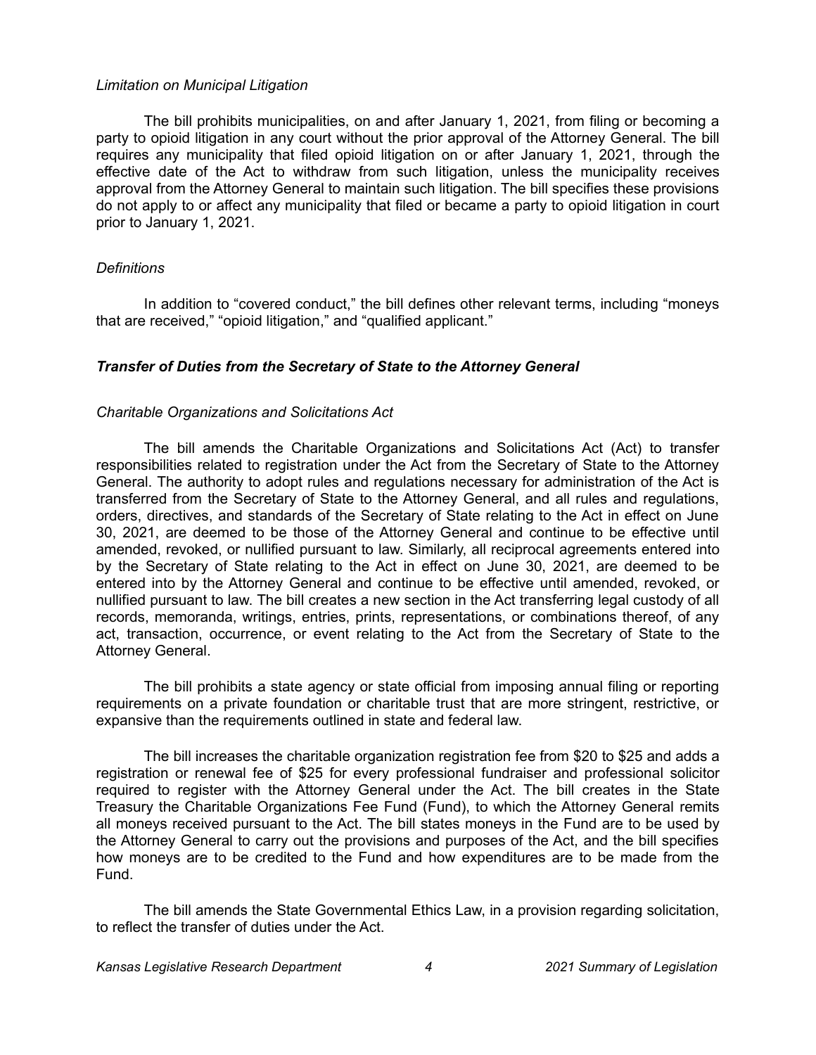*Limitation on Municipal Litigation*

The bill prohibits municipalities, on and after January 1, 2021, from filing or becoming a party to opioid litigation in any court without the prior approval of the Attorney General. The bill requires any municipality that filed opioid litigation on or after January 1, 2021, through the effective date of the Act to withdraw from such litigation, unless the municipality receives approval from the Attorney General to maintain such litigation. The bill specifies these provisions do not apply to or affect any municipality that filed or became a party to opioid litigation in court prior to January 1, 2021.

*Definitions*

In addition to "covered conduct," the bill defines other relevant terms, including "moneys that are received," "opioid litigation," and "qualified applicant."

***Transfer of Duties from the Secretary of State to the Attorney General***

*Charitable Organizations and Solicitations Act*

The bill amends the Charitable Organizations and Solicitations Act (Act) to transfer responsibilities related to registration under the Act from the Secretary of State to the Attorney General. The authority to adopt rules and regulations necessary for administration of the Act is transferred from the Secretary of State to the Attorney General, and all rules and regulations, orders, directives, and standards of the Secretary of State relating to the Act in effect on June 30, 2021, are deemed to be those of the Attorney General and continue to be effective until amended, revoked, or nullified pursuant to law. Similarly, all reciprocal agreements entered into by the Secretary of State relating to the Act in effect on June 30, 2021, are deemed to be entered into by the Attorney General and continue to be effective until amended, revoked, or nullified pursuant to law. The bill creates a new section in the Act transferring legal custody of all records, memoranda, writings, entries, prints, representations, or combinations thereof, of any act, transaction, occurrence, or event relating to the Act from the Secretary of State to the Attorney General.

The bill prohibits a state agency or state official from imposing annual filing or reporting requirements on a private foundation or charitable trust that are more stringent, restrictive, or expansive than the requirements outlined in state and federal law.

The bill increases the charitable organization registration fee from $20 to $25 and adds a registration or renewal fee of $25 for every professional fundraiser and professional solicitor required to register with the Attorney General under the Act. The bill creates in the State Treasury the Charitable Organizations Fee Fund (Fund), to which the Attorney General remits all moneys received pursuant to the Act. The bill states moneys in the Fund are to be used by the Attorney General to carry out the provisions and purposes of the Act, and the bill specifies how moneys are to be credited to the Fund and how expenditures are to be made from the Fund.

The bill amends the State Governmental Ethics Law, in a provision regarding solicitation, to reflect the transfer of duties under the Act.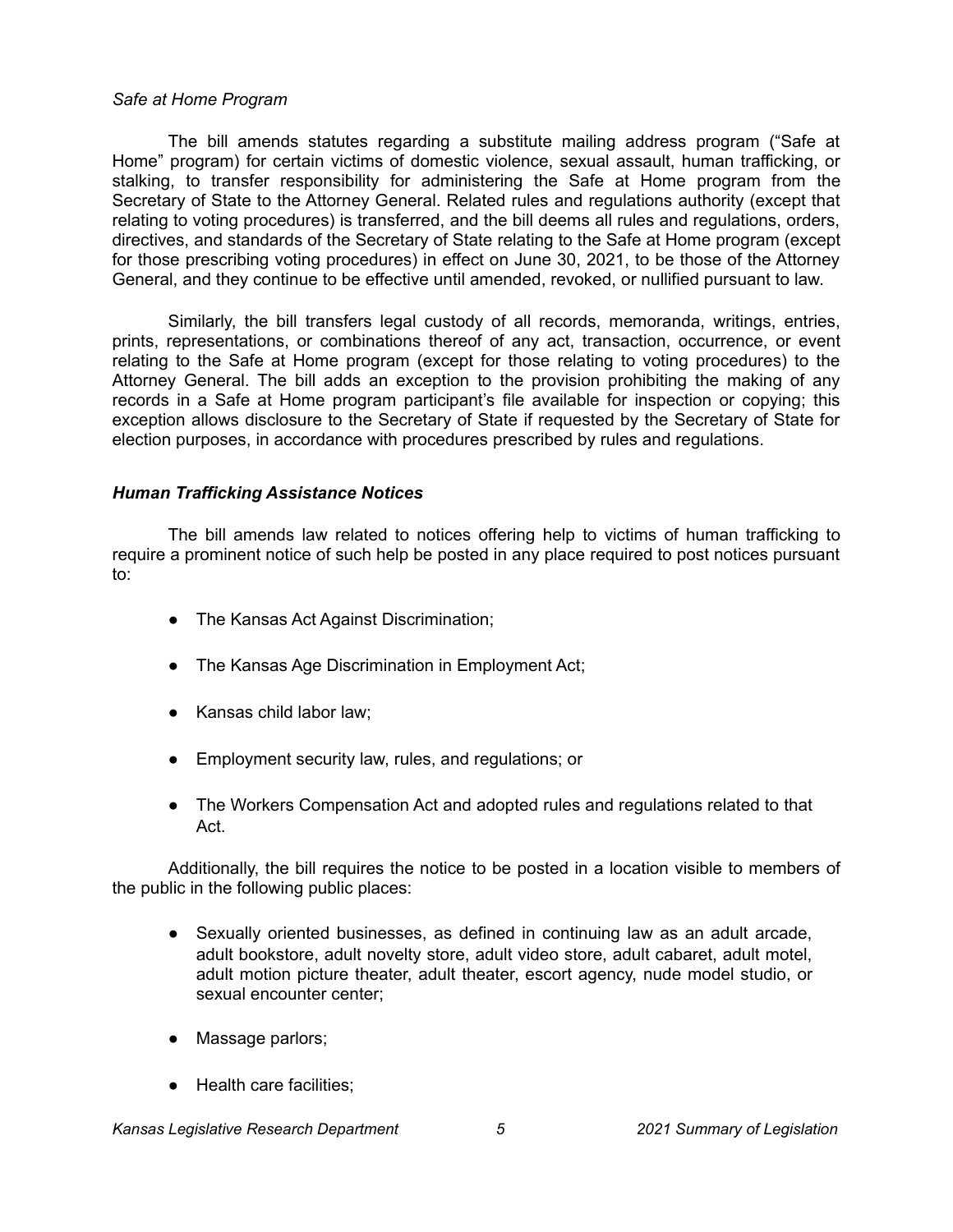*Safe at Home Program*

The bill amends statutes regarding a substitute mailing address program ("Safe at Home" program) for certain victims of domestic violence, sexual assault, human trafficking, or stalking, to transfer responsibility for administering the Safe at Home program from the Secretary of State to the Attorney General. Related rules and regulations authority (except that relating to voting procedures) is transferred, and the bill deems all rules and regulations, orders, directives, and standards of the Secretary of State relating to the Safe at Home program (except for those prescribing voting procedures) in effect on June 30, 2021, to be those of the Attorney General, and they continue to be effective until amended, revoked, or nullified pursuant to law.

Similarly, the bill transfers legal custody of all records, memoranda, writings, entries, prints, representations, or combinations thereof of any act, transaction, occurrence, or event relating to the Safe at Home program (except for those relating to voting procedures) to the Attorney General. The bill adds an exception to the provision prohibiting the making of any records in a Safe at Home program participant's file available for inspection or copying; this exception allows disclosure to the Secretary of State if requested by the Secretary of State for election purposes, in accordance with procedures prescribed by rules and regulations.

### *Human Trafficking Assistance Notices*

The bill amends law related to notices offering help to victims of human trafficking to require a prominent notice of such help be posted in any place required to post notices pursuant to:

- The Kansas Act Against Discrimination;
- The Kansas Age Discrimination in Employment Act;
- Kansas child labor law;
- Employment security law, rules, and regulations; or
- The Workers Compensation Act and adopted rules and regulations related to that Act.

Additionally, the bill requires the notice to be posted in a location visible to members of the public in the following public places:

- Sexually oriented businesses, as defined in continuing law as an adult arcade, adult bookstore, adult novelty store, adult video store, adult cabaret, adult motel, adult motion picture theater, adult theater, escort agency, nude model studio, or sexual encounter center;
- Massage parlors;
- Health care facilities;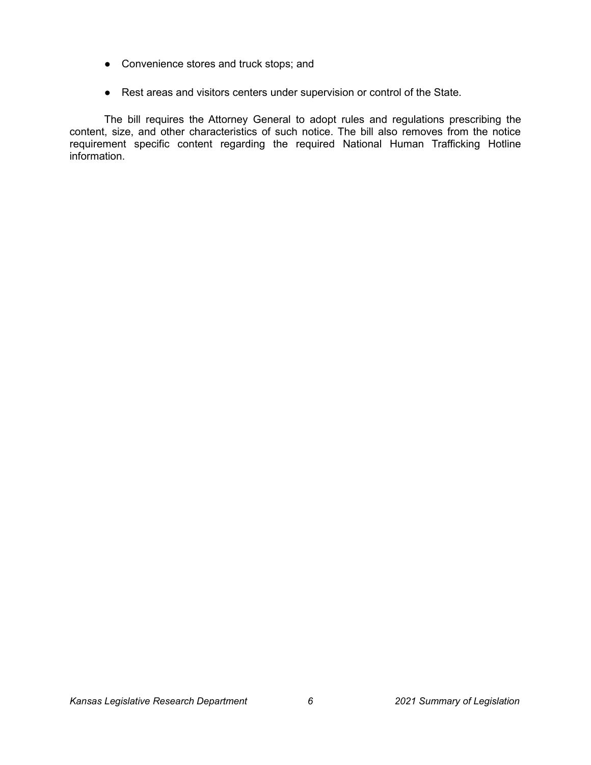- Convenience stores and truck stops; and
- Rest areas and visitors centers under supervision or control of the State.

The bill requires the Attorney General to adopt rules and regulations prescribing the content, size, and other characteristics of such notice. The bill also removes from the notice requirement specific content regarding the required National Human Trafficking Hotline information.